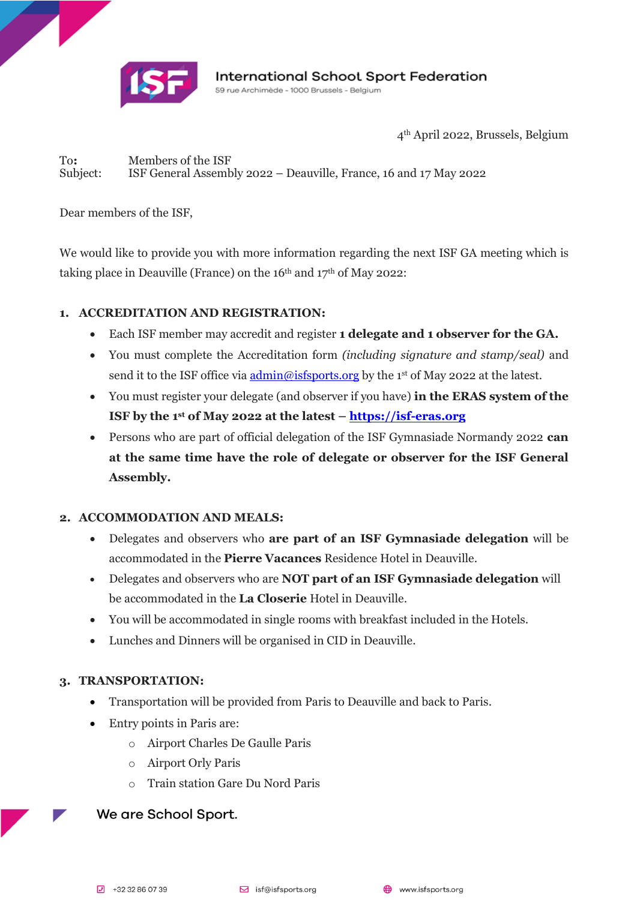**International School Sport Federation**
59 rue Archimède - 1000 Brussels - Belgium

4th April 2022, Brussels, Belgium

To: Members of the ISF
Subject: ISF General Assembly 2022 – Deauville, France, 16 and 17 May 2022

Dear members of the ISF,

We would like to provide you with more information regarding the next ISF GA meeting which is taking place in Deauville (France) on the 16th and 17th of May 2022:

## 1. ACCREDITATION AND REGISTRATION:

- Each ISF member may accredit and register **1 delegate and 1 observer for the GA.**
- You must complete the Accreditation form *(including signature and stamp/seal)* and send it to the ISF office via [admin@isfsports.org](mailto:admin@isfsports.org) by the 1st of May 2022 at the latest.
- You must register your delegate (and observer if you have) **in the ERAS system of the ISF by the 1st of May 2022 at the latest – [https://isf-eras.org](https://isf-eras.org)**
- Persons who are part of official delegation of the ISF Gymnasiade Normandy 2022 **can at the same time have the role of delegate or observer for the ISF General Assembly.**

## 2. ACCOMMODATION AND MEALS:

- Delegates and observers who **are part of an ISF Gymnasiade delegation** will be accommodated in the **Pierre Vacances** Residence Hotel in Deauville.
- Delegates and observers who are **NOT part of an ISF Gymnasiade delegation** will be accommodated in the **La Closerie** Hotel in Deauville.
- You will be accommodated in single rooms with breakfast included in the Hotels.
- Lunches and Dinners will be organised in CID in Deauville.

## 3. TRANSPORTATION:

- Transportation will be provided from Paris to Deauville and back to Paris.
- Entry points in Paris are:
  - Airport Charles De Gaulle Paris
  - Airport Orly Paris
  - Train station Gare Du Nord Paris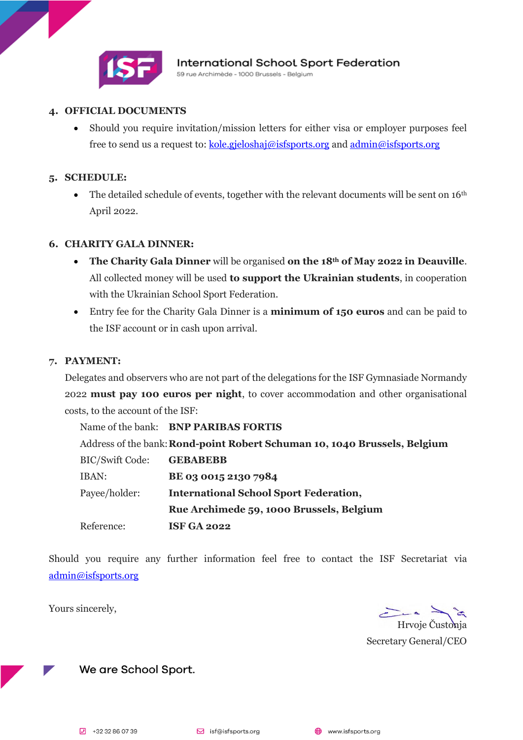International School Sport Federation
59 rue Archimède - 1000 Brussels - Belgium

## 4. OFFICIAL DOCUMENTS

- Should you require invitation/mission letters for either visa or employer purposes feel free to send us a request to: kole.gjeloshaj@isfsports.org and admin@isfsports.org

## 5. SCHEDULE:

- The detailed schedule of events, together with the relevant documents will be sent on 16th April 2022.

## 6. CHARITY GALA DINNER:

- **The Charity Gala Dinner** will be organised **on the 18th of May 2022 in Deauville**. All collected money will be used **to support the Ukrainian students**, in cooperation with the Ukrainian School Sport Federation.
- Entry fee for the Charity Gala Dinner is a **minimum of 150 euros** and can be paid to the ISF account or in cash upon arrival.

## 7. PAYMENT:

Delegates and observers who are not part of the delegations for the ISF Gymnasiade Normandy 2022 **must pay 100 euros per night**, to cover accommodation and other organisational costs, to the account of the ISF:

| | |
|---|---|
| Name of the bank: | **BNP PARIBAS FORTIS** |
| Address of the bank: | **Rond-point Robert Schuman 10, 1040 Brussels, Belgium** |
| BIC/Swift Code: | **GEBABEBB** |
| IBAN: | **BE 03 0015 2130 7984** |
| Payee/holder: | **International School Sport Federation, Rue Archimede 59, 1000 Brussels, Belgium** |
| Reference: | **ISF GA 2022** |

Should you require any further information feel free to contact the ISF Secretariat via admin@isfsports.org

Yours sincerely,

Hrvoje Čustonja
Secretary General/CEO

We are School Sport.

+32 32 86 07 39 isf@isfsports.org www.isfsports.org